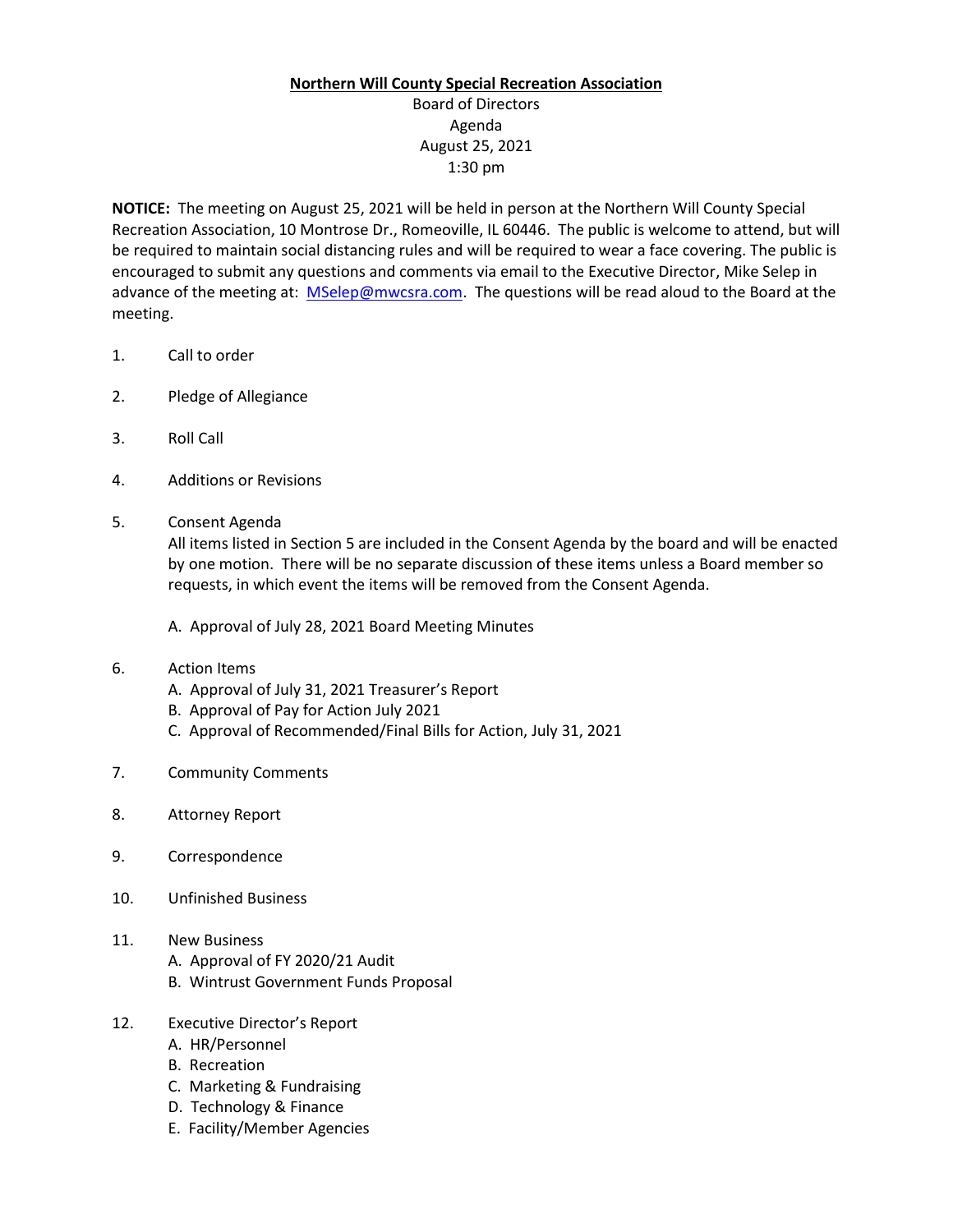**<u>Northern Will County Special Recreation Association</u>**

Board of Directors
Agenda
August 25, 2021
1:30 pm

**NOTICE:** The meeting on August 25, 2021 will be held in person at the Northern Will County Special Recreation Association, 10 Montrose Dr., Romeoville, IL 60446. The public is welcome to attend, but will be required to maintain social distancing rules and will be required to wear a face covering. The public is encouraged to submit any questions and comments via email to the Executive Director, Mike Selep in advance of the meeting at: MSelep@mwcsra.com. The questions will be read aloud to the Board at the meeting.

1. Call to order

2. Pledge of Allegiance

3. Roll Call

4. Additions or Revisions

5. Consent Agenda

   All items listed in Section 5 are included in the Consent Agenda by the board and will be enacted by one motion. There will be no separate discussion of these items unless a Board member so requests, in which event the items will be removed from the Consent Agenda.

   A. Approval of July 28, 2021 Board Meeting Minutes

6. Action Items
   A. Approval of July 31, 2021 Treasurer's Report
   B. Approval of Pay for Action July 2021
   C. Approval of Recommended/Final Bills for Action, July 31, 2021

7. Community Comments

8. Attorney Report

9. Correspondence

10. Unfinished Business

11. New Business
    A. Approval of FY 2020/21 Audit
    B. Wintrust Government Funds Proposal

12. Executive Director's Report
    A. HR/Personnel
    B. Recreation
    C. Marketing & Fundraising
    D. Technology & Finance
    E. Facility/Member Agencies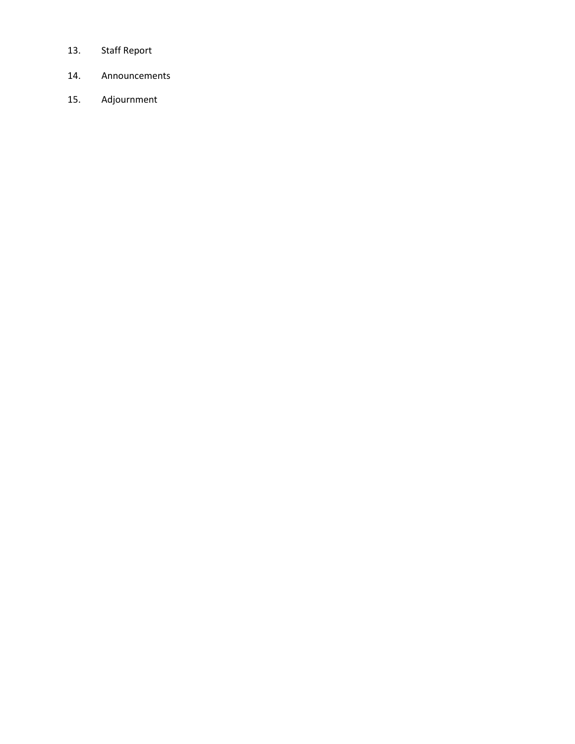13. Staff Report

14. Announcements

15. Adjournment